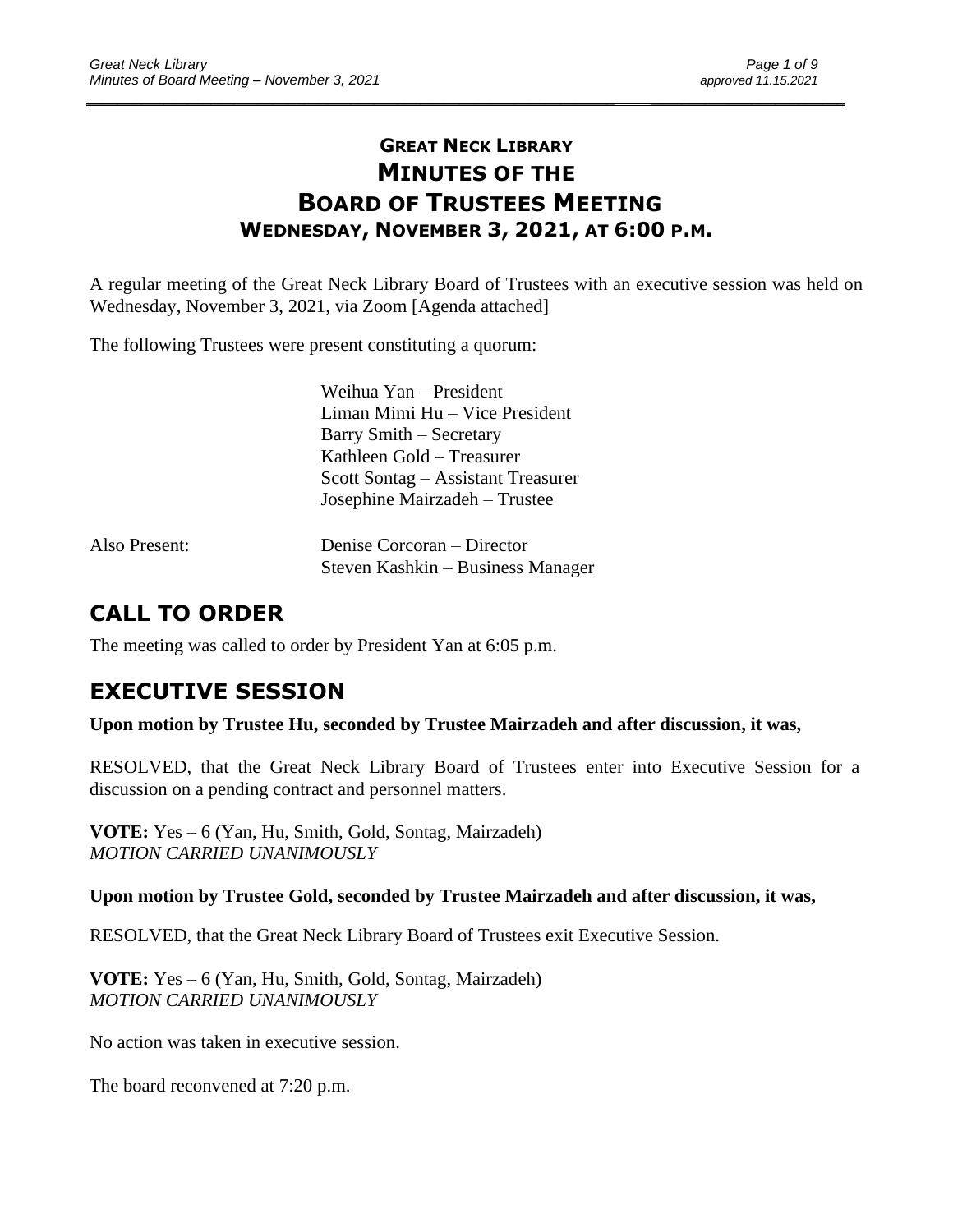# GREAT NECK LIBRARY
# MINUTES OF THE
# BOARD OF TRUSTEES MEETING
## WEDNESDAY, NOVEMBER 3, 2021, AT 6:00 P.M.

A regular meeting of the Great Neck Library Board of Trustees with an executive session was held on Wednesday, November 3, 2021, via Zoom [Agenda attached]

The following Trustees were present constituting a quorum:

Weihua Yan – President
Liman Mimi Hu – Vice President
Barry Smith – Secretary
Kathleen Gold – Treasurer
Scott Sontag – Assistant Treasurer
Josephine Mairzadeh – Trustee

Also Present: Denise Corcoran – Director
Steven Kashkin – Business Manager

## CALL TO ORDER

The meeting was called to order by President Yan at 6:05 p.m.

## EXECUTIVE SESSION

**Upon motion by Trustee Hu, seconded by Trustee Mairzadeh and after discussion, it was,**

RESOLVED, that the Great Neck Library Board of Trustees enter into Executive Session for a discussion on a pending contract and personnel matters.

**VOTE:** Yes – 6 (Yan, Hu, Smith, Gold, Sontag, Mairzadeh)
*MOTION CARRIED UNANIMOUSLY*

**Upon motion by Trustee Gold, seconded by Trustee Mairzadeh and after discussion, it was,**

RESOLVED, that the Great Neck Library Board of Trustees exit Executive Session.

**VOTE:** Yes – 6 (Yan, Hu, Smith, Gold, Sontag, Mairzadeh)
*MOTION CARRIED UNANIMOUSLY*

No action was taken in executive session.

The board reconvened at 7:20 p.m.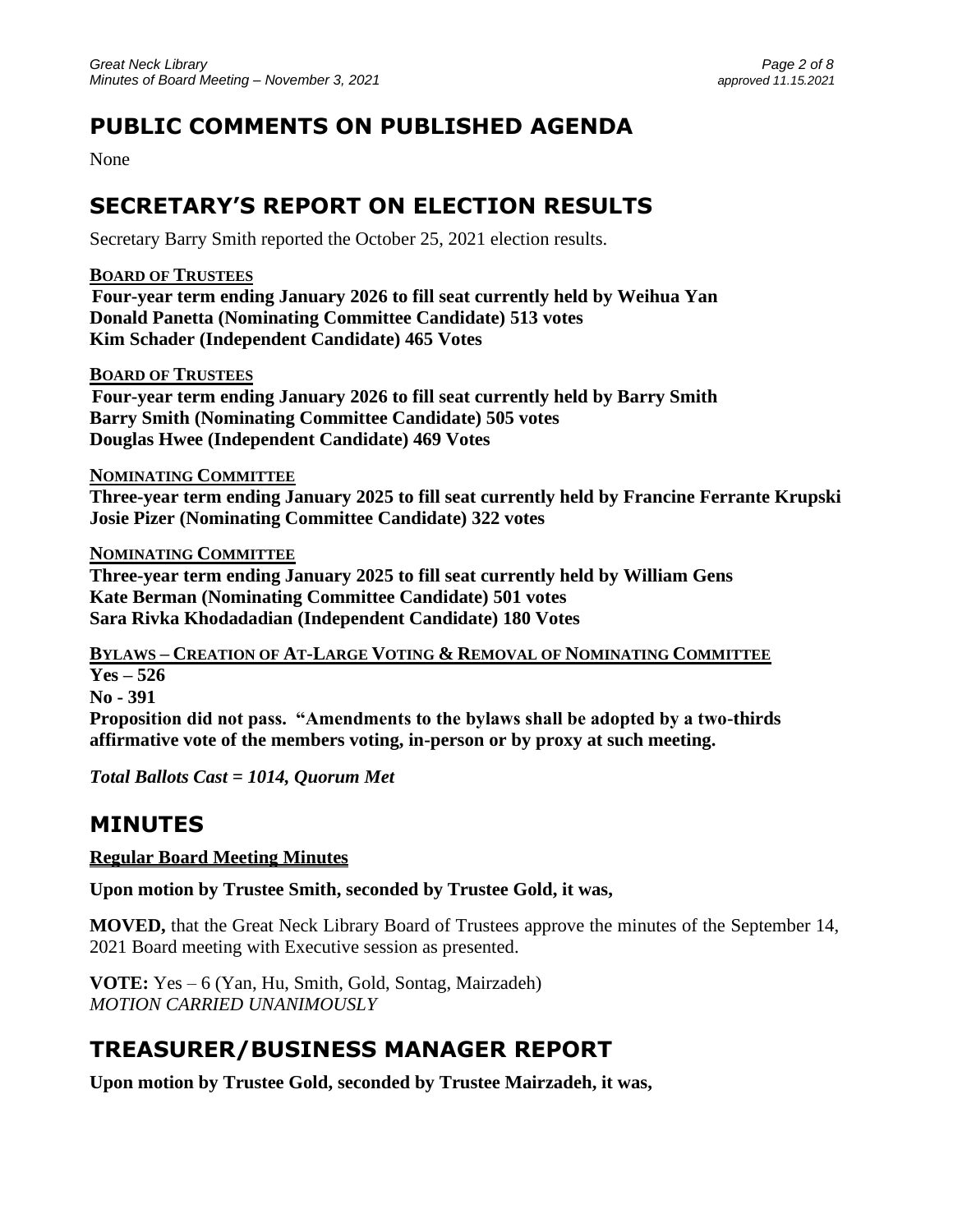## PUBLIC COMMENTS ON PUBLISHED AGENDA

None

## SECRETARY'S REPORT ON ELECTION RESULTS

Secretary Barry Smith reported the October 25, 2021 election results.

**BOARD OF TRUSTEES**
**Four-year term ending January 2026 to fill seat currently held by Weihua Yan**
**Donald Panetta (Nominating Committee Candidate) 513 votes**
**Kim Schader (Independent Candidate) 465 Votes**

**BOARD OF TRUSTEES**
**Four-year term ending January 2026 to fill seat currently held by Barry Smith**
**Barry Smith (Nominating Committee Candidate) 505 votes**
**Douglas Hwee (Independent Candidate) 469 Votes**

**NOMINATING COMMITTEE**
**Three-year term ending January 2025 to fill seat currently held by Francine Ferrante Krupski**
**Josie Pizer (Nominating Committee Candidate) 322 votes**

**NOMINATING COMMITTEE**
**Three-year term ending January 2025 to fill seat currently held by William Gens**
**Kate Berman (Nominating Committee Candidate) 501 votes**
**Sara Rivka Khodadadian (Independent Candidate) 180 Votes**

**BYLAWS – CREATION OF AT-LARGE VOTING & REMOVAL OF NOMINATING COMMITTEE**
**Yes – 526**
**No - 391**
**Proposition did not pass. "Amendments to the bylaws shall be adopted by a two-thirds affirmative vote of the members voting, in-person or by proxy at such meeting.**

***Total Ballots Cast = 1014, Quorum Met***

## MINUTES

**Regular Board Meeting Minutes**

**Upon motion by Trustee Smith, seconded by Trustee Gold, it was,**

**MOVED,** that the Great Neck Library Board of Trustees approve the minutes of the September 14, 2021 Board meeting with Executive session as presented.

**VOTE:** Yes – 6 (Yan, Hu, Smith, Gold, Sontag, Mairzadeh)
*MOTION CARRIED UNANIMOUSLY*

## TREASURER/BUSINESS MANAGER REPORT

**Upon motion by Trustee Gold, seconded by Trustee Mairzadeh, it was,**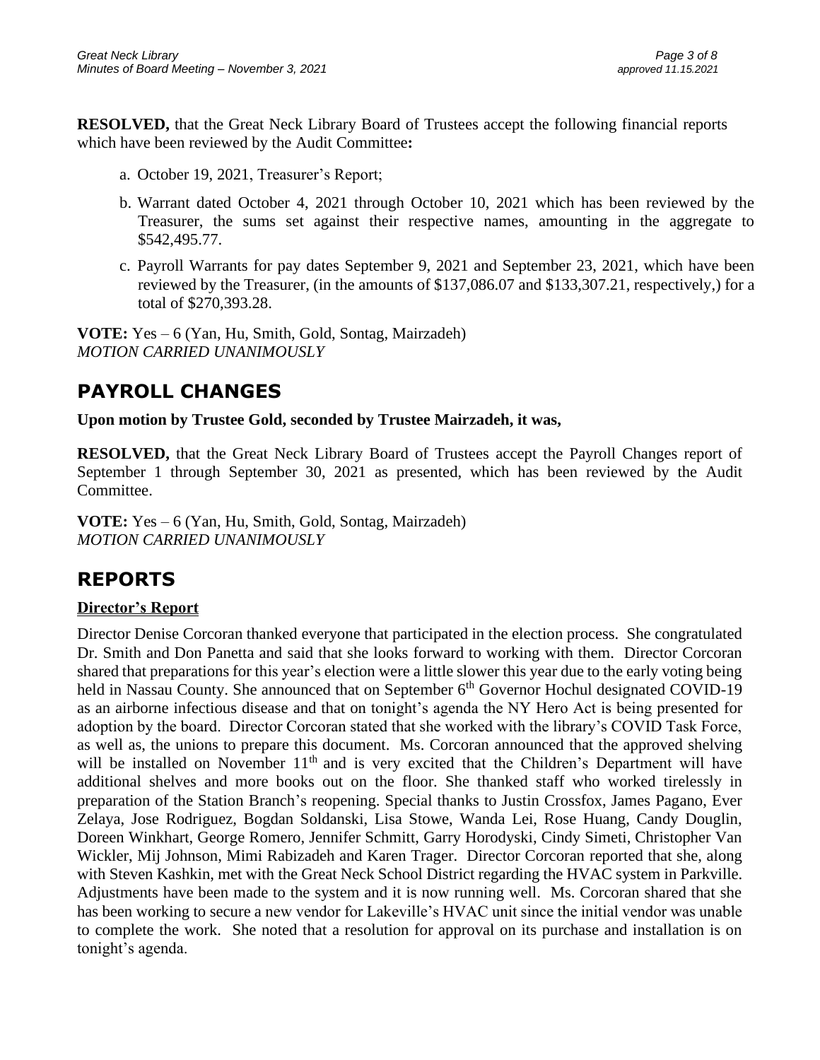**RESOLVED,** that the Great Neck Library Board of Trustees accept the following financial reports which have been reviewed by the Audit Committee**:**

a. October 19, 2021, Treasurer's Report;

b. Warrant dated October 4, 2021 through October 10, 2021 which has been reviewed by the Treasurer, the sums set against their respective names, amounting in the aggregate to $542,495.77.

c. Payroll Warrants for pay dates September 9, 2021 and September 23, 2021, which have been reviewed by the Treasurer, (in the amounts of $137,086.07 and $133,307.21, respectively,) for a total of $270,393.28.

**VOTE:** Yes – 6 (Yan, Hu, Smith, Gold, Sontag, Mairzadeh)
*MOTION CARRIED UNANIMOUSLY*

# PAYROLL CHANGES

**Upon motion by Trustee Gold, seconded by Trustee Mairzadeh, it was,**

**RESOLVED,** that the Great Neck Library Board of Trustees accept the Payroll Changes report of September 1 through September 30, 2021 as presented, which has been reviewed by the Audit Committee.

**VOTE:** Yes – 6 (Yan, Hu, Smith, Gold, Sontag, Mairzadeh)
*MOTION CARRIED UNANIMOUSLY*

# REPORTS

## Director's Report

Director Denise Corcoran thanked everyone that participated in the election process. She congratulated Dr. Smith and Don Panetta and said that she looks forward to working with them. Director Corcoran shared that preparations for this year's election were a little slower this year due to the early voting being held in Nassau County. She announced that on September 6th Governor Hochul designated COVID-19 as an airborne infectious disease and that on tonight's agenda the NY Hero Act is being presented for adoption by the board. Director Corcoran stated that she worked with the library's COVID Task Force, as well as, the unions to prepare this document. Ms. Corcoran announced that the approved shelving will be installed on November 11th and is very excited that the Children's Department will have additional shelves and more books out on the floor. She thanked staff who worked tirelessly in preparation of the Station Branch's reopening. Special thanks to Justin Crossfox, James Pagano, Ever Zelaya, Jose Rodriguez, Bogdan Soldanski, Lisa Stowe, Wanda Lei, Rose Huang, Candy Douglin, Doreen Winkhart, George Romero, Jennifer Schmitt, Garry Horodyski, Cindy Simeti, Christopher Van Wickler, Mij Johnson, Mimi Rabizadeh and Karen Trager. Director Corcoran reported that she, along with Steven Kashkin, met with the Great Neck School District regarding the HVAC system in Parkville. Adjustments have been made to the system and it is now running well. Ms. Corcoran shared that she has been working to secure a new vendor for Lakeville's HVAC unit since the initial vendor was unable to complete the work. She noted that a resolution for approval on its purchase and installation is on tonight's agenda.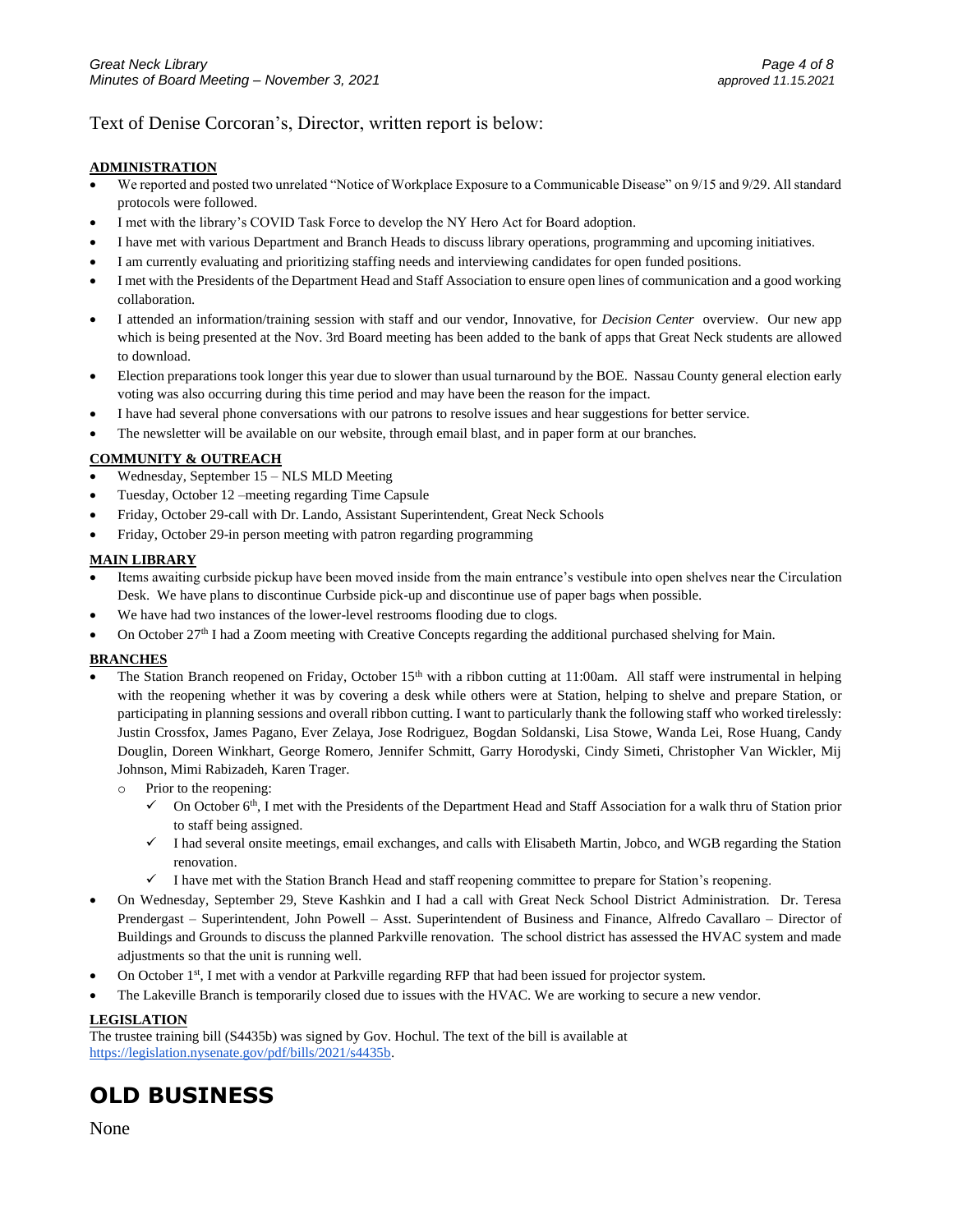Text of Denise Corcoran's, Director, written report is below:

**ADMINISTRATION**

- We reported and posted two unrelated "Notice of Workplace Exposure to a Communicable Disease" on 9/15 and 9/29. All standard protocols were followed.
- I met with the library's COVID Task Force to develop the NY Hero Act for Board adoption.
- I have met with various Department and Branch Heads to discuss library operations, programming and upcoming initiatives.
- I am currently evaluating and prioritizing staffing needs and interviewing candidates for open funded positions.
- I met with the Presidents of the Department Head and Staff Association to ensure open lines of communication and a good working collaboration.
- I attended an information/training session with staff and our vendor, Innovative, for *Decision Center* overview. Our new app which is being presented at the Nov. 3rd Board meeting has been added to the bank of apps that Great Neck students are allowed to download.
- Election preparations took longer this year due to slower than usual turnaround by the BOE. Nassau County general election early voting was also occurring during this time period and may have been the reason for the impact.
- I have had several phone conversations with our patrons to resolve issues and hear suggestions for better service.
- The newsletter will be available on our website, through email blast, and in paper form at our branches.

**COMMUNITY & OUTREACH**

- Wednesday, September 15 – NLS MLD Meeting
- Tuesday, October 12 –meeting regarding Time Capsule
- Friday, October 29-call with Dr. Lando, Assistant Superintendent, Great Neck Schools
- Friday, October 29-in person meeting with patron regarding programming

**MAIN LIBRARY**

- Items awaiting curbside pickup have been moved inside from the main entrance's vestibule into open shelves near the Circulation Desk. We have plans to discontinue Curbside pick-up and discontinue use of paper bags when possible.
- We have had two instances of the lower-level restrooms flooding due to clogs.
- On October 27th I had a Zoom meeting with Creative Concepts regarding the additional purchased shelving for Main.

**BRANCHES**

- The Station Branch reopened on Friday, October 15th with a ribbon cutting at 11:00am. All staff were instrumental in helping with the reopening whether it was by covering a desk while others were at Station, helping to shelve and prepare Station, or participating in planning sessions and overall ribbon cutting. I want to particularly thank the following staff who worked tirelessly: Justin Crossfox, James Pagano, Ever Zelaya, Jose Rodriguez, Bogdan Soldanski, Lisa Stowe, Wanda Lei, Rose Huang, Candy Douglin, Doreen Winkhart, George Romero, Jennifer Schmitt, Garry Horodyski, Cindy Simeti, Christopher Van Wickler, Mij Johnson, Mimi Rabizadeh, Karen Trager.
  - Prior to the reopening:
    - ✓ On October 6th, I met with the Presidents of the Department Head and Staff Association for a walk thru of Station prior to staff being assigned.
    - ✓ I had several onsite meetings, email exchanges, and calls with Elisabeth Martin, Jobco, and WGB regarding the Station renovation.
    - ✓ I have met with the Station Branch Head and staff reopening committee to prepare for Station's reopening.
- On Wednesday, September 29, Steve Kashkin and I had a call with Great Neck School District Administration. Dr. Teresa Prendergast – Superintendent, John Powell – Asst. Superintendent of Business and Finance, Alfredo Cavallaro – Director of Buildings and Grounds to discuss the planned Parkville renovation. The school district has assessed the HVAC system and made adjustments so that the unit is running well.
- On October 1st, I met with a vendor at Parkville regarding RFP that had been issued for projector system.
- The Lakeville Branch is temporarily closed due to issues with the HVAC. We are working to secure a new vendor.

**LEGISLATION**

The trustee training bill (S4435b) was signed by Gov. Hochul. The text of the bill is available at https://legislation.nysenate.gov/pdf/bills/2021/s4435b.

# OLD BUSINESS

None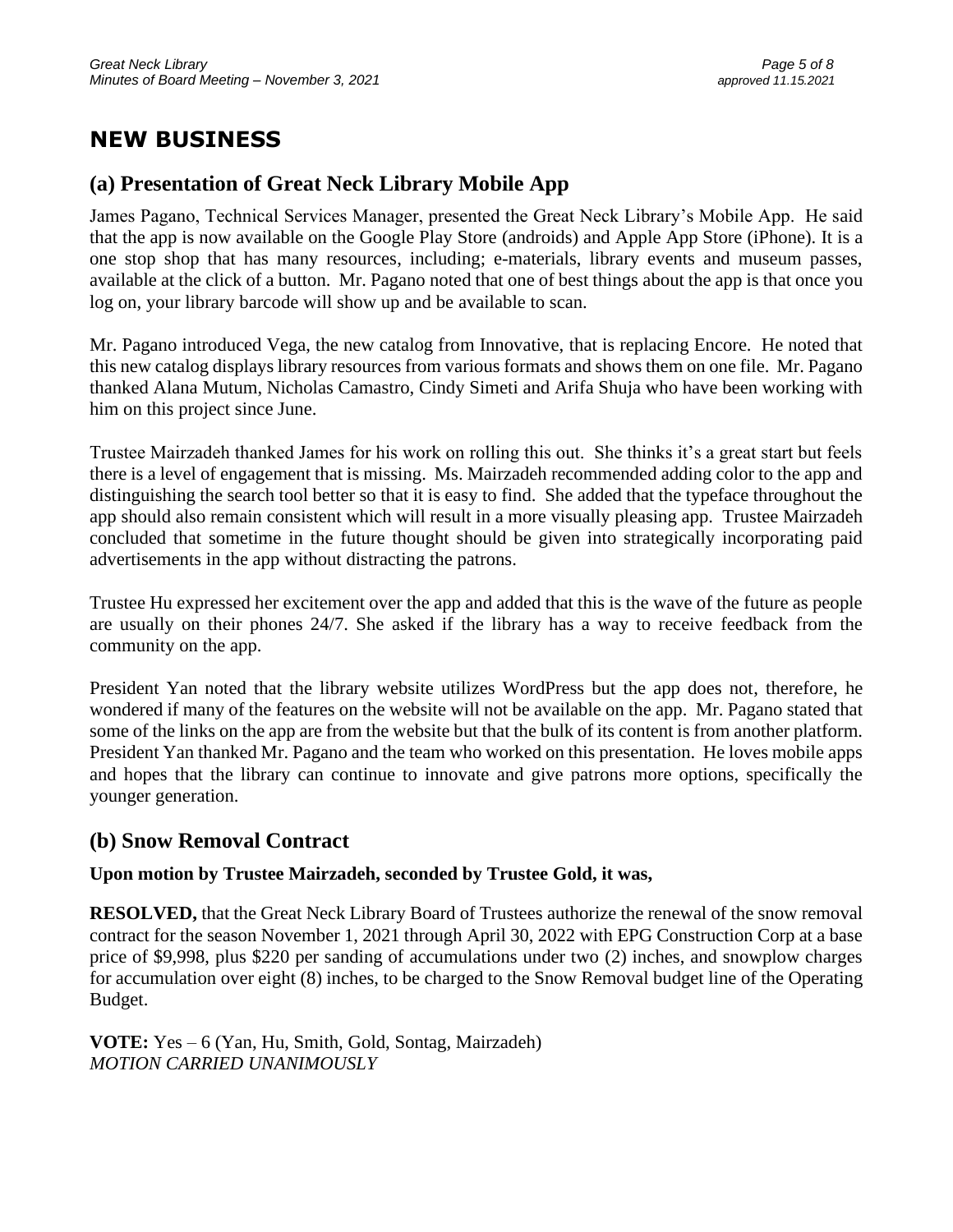# NEW BUSINESS

## (a) Presentation of Great Neck Library Mobile App

James Pagano, Technical Services Manager, presented the Great Neck Library's Mobile App. He said that the app is now available on the Google Play Store (androids) and Apple App Store (iPhone). It is a one stop shop that has many resources, including; e-materials, library events and museum passes, available at the click of a button. Mr. Pagano noted that one of best things about the app is that once you log on, your library barcode will show up and be available to scan.

Mr. Pagano introduced Vega, the new catalog from Innovative, that is replacing Encore. He noted that this new catalog displays library resources from various formats and shows them on one file. Mr. Pagano thanked Alana Mutum, Nicholas Camastro, Cindy Simeti and Arifa Shuja who have been working with him on this project since June.

Trustee Mairzadeh thanked James for his work on rolling this out. She thinks it's a great start but feels there is a level of engagement that is missing. Ms. Mairzadeh recommended adding color to the app and distinguishing the search tool better so that it is easy to find. She added that the typeface throughout the app should also remain consistent which will result in a more visually pleasing app. Trustee Mairzadeh concluded that sometime in the future thought should be given into strategically incorporating paid advertisements in the app without distracting the patrons.

Trustee Hu expressed her excitement over the app and added that this is the wave of the future as people are usually on their phones 24/7. She asked if the library has a way to receive feedback from the community on the app.

President Yan noted that the library website utilizes WordPress but the app does not, therefore, he wondered if many of the features on the website will not be available on the app. Mr. Pagano stated that some of the links on the app are from the website but that the bulk of its content is from another platform. President Yan thanked Mr. Pagano and the team who worked on this presentation. He loves mobile apps and hopes that the library can continue to innovate and give patrons more options, specifically the younger generation.

## (b) Snow Removal Contract

**Upon motion by Trustee Mairzadeh, seconded by Trustee Gold, it was,**

**RESOLVED,** that the Great Neck Library Board of Trustees authorize the renewal of the snow removal contract for the season November 1, 2021 through April 30, 2022 with EPG Construction Corp at a base price of $9,998, plus $220 per sanding of accumulations under two (2) inches, and snowplow charges for accumulation over eight (8) inches, to be charged to the Snow Removal budget line of the Operating Budget.

**VOTE:** Yes – 6 (Yan, Hu, Smith, Gold, Sontag, Mairzadeh)
*MOTION CARRIED UNANIMOUSLY*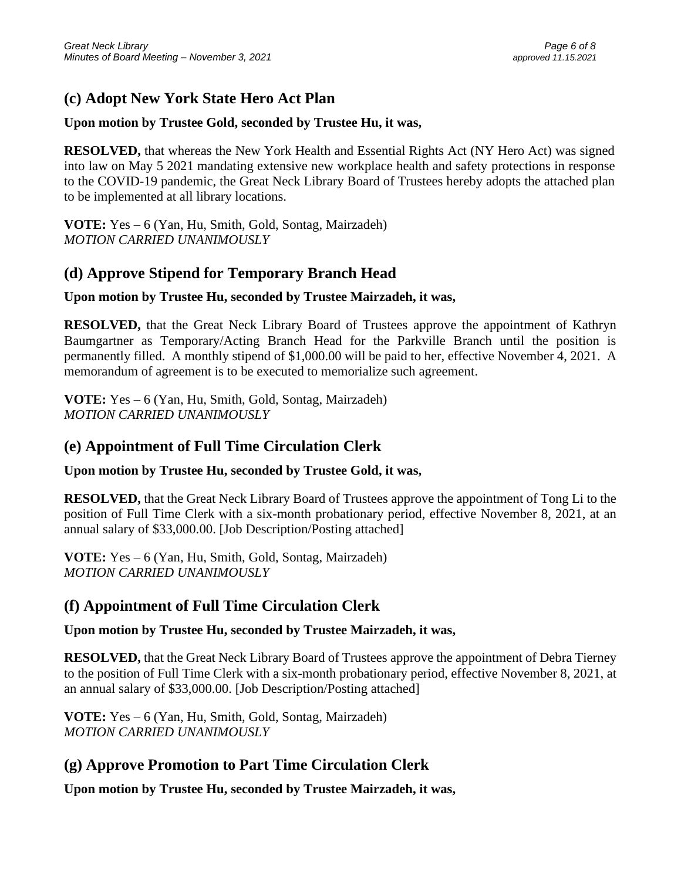## (c) Adopt New York State Hero Act Plan

**Upon motion by Trustee Gold, seconded by Trustee Hu, it was,**

**RESOLVED,** that whereas the New York Health and Essential Rights Act (NY Hero Act) was signed into law on May 5 2021 mandating extensive new workplace health and safety protections in response to the COVID-19 pandemic, the Great Neck Library Board of Trustees hereby adopts the attached plan to be implemented at all library locations.

**VOTE:** Yes – 6 (Yan, Hu, Smith, Gold, Sontag, Mairzadeh)
*MOTION CARRIED UNANIMOUSLY*

## (d) Approve Stipend for Temporary Branch Head

**Upon motion by Trustee Hu, seconded by Trustee Mairzadeh, it was,**

**RESOLVED,** that the Great Neck Library Board of Trustees approve the appointment of Kathryn Baumgartner as Temporary/Acting Branch Head for the Parkville Branch until the position is permanently filled. A monthly stipend of $1,000.00 will be paid to her, effective November 4, 2021. A memorandum of agreement is to be executed to memorialize such agreement.

**VOTE:** Yes – 6 (Yan, Hu, Smith, Gold, Sontag, Mairzadeh)
*MOTION CARRIED UNANIMOUSLY*

## (e) Appointment of Full Time Circulation Clerk

**Upon motion by Trustee Hu, seconded by Trustee Gold, it was,**

**RESOLVED,** that the Great Neck Library Board of Trustees approve the appointment of Tong Li to the position of Full Time Clerk with a six-month probationary period, effective November 8, 2021, at an annual salary of $33,000.00. [Job Description/Posting attached]

**VOTE:** Yes – 6 (Yan, Hu, Smith, Gold, Sontag, Mairzadeh)
*MOTION CARRIED UNANIMOUSLY*

## (f) Appointment of Full Time Circulation Clerk

**Upon motion by Trustee Hu, seconded by Trustee Mairzadeh, it was,**

**RESOLVED,** that the Great Neck Library Board of Trustees approve the appointment of Debra Tierney to the position of Full Time Clerk with a six-month probationary period, effective November 8, 2021, at an annual salary of $33,000.00. [Job Description/Posting attached]

**VOTE:** Yes – 6 (Yan, Hu, Smith, Gold, Sontag, Mairzadeh)
*MOTION CARRIED UNANIMOUSLY*

## (g) Approve Promotion to Part Time Circulation Clerk

**Upon motion by Trustee Hu, seconded by Trustee Mairzadeh, it was,**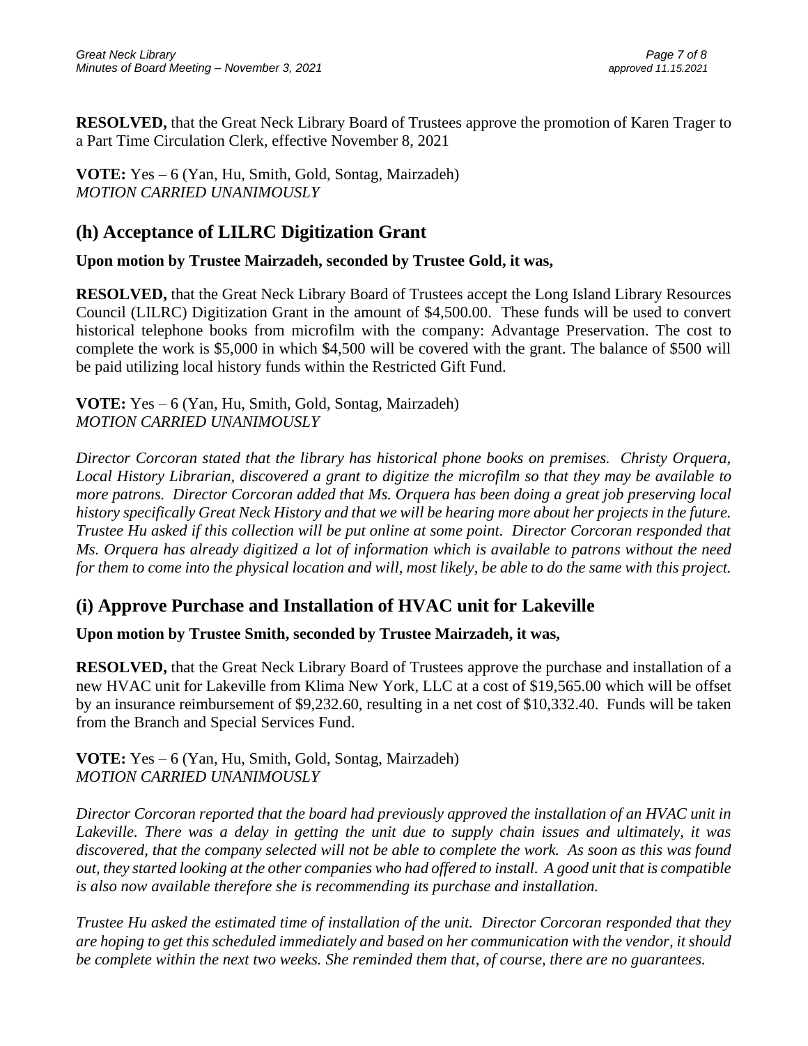**RESOLVED,** that the Great Neck Library Board of Trustees approve the promotion of Karen Trager to a Part Time Circulation Clerk, effective November 8, 2021

**VOTE:** Yes – 6 (Yan, Hu, Smith, Gold, Sontag, Mairzadeh)
*MOTION CARRIED UNANIMOUSLY*

## (h) Acceptance of LILRC Digitization Grant

**Upon motion by Trustee Mairzadeh, seconded by Trustee Gold, it was,**

**RESOLVED,** that the Great Neck Library Board of Trustees accept the Long Island Library Resources Council (LILRC) Digitization Grant in the amount of $4,500.00. These funds will be used to convert historical telephone books from microfilm with the company: Advantage Preservation. The cost to complete the work is $5,000 in which $4,500 will be covered with the grant. The balance of $500 will be paid utilizing local history funds within the Restricted Gift Fund.

**VOTE:** Yes – 6 (Yan, Hu, Smith, Gold, Sontag, Mairzadeh)
*MOTION CARRIED UNANIMOUSLY*

*Director Corcoran stated that the library has historical phone books on premises. Christy Orquera, Local History Librarian, discovered a grant to digitize the microfilm so that they may be available to more patrons. Director Corcoran added that Ms. Orquera has been doing a great job preserving local history specifically Great Neck History and that we will be hearing more about her projects in the future. Trustee Hu asked if this collection will be put online at some point. Director Corcoran responded that Ms. Orquera has already digitized a lot of information which is available to patrons without the need for them to come into the physical location and will, most likely, be able to do the same with this project.*

## (i) Approve Purchase and Installation of HVAC unit for Lakeville

**Upon motion by Trustee Smith, seconded by Trustee Mairzadeh, it was,**

**RESOLVED,** that the Great Neck Library Board of Trustees approve the purchase and installation of a new HVAC unit for Lakeville from Klima New York, LLC at a cost of $19,565.00 which will be offset by an insurance reimbursement of $9,232.60, resulting in a net cost of $10,332.40. Funds will be taken from the Branch and Special Services Fund.

**VOTE:** Yes – 6 (Yan, Hu, Smith, Gold, Sontag, Mairzadeh)
*MOTION CARRIED UNANIMOUSLY*

*Director Corcoran reported that the board had previously approved the installation of an HVAC unit in Lakeville. There was a delay in getting the unit due to supply chain issues and ultimately, it was discovered, that the company selected will not be able to complete the work. As soon as this was found out, they started looking at the other companies who had offered to install. A good unit that is compatible is also now available therefore she is recommending its purchase and installation.*

*Trustee Hu asked the estimated time of installation of the unit. Director Corcoran responded that they are hoping to get this scheduled immediately and based on her communication with the vendor, it should be complete within the next two weeks. She reminded them that, of course, there are no guarantees.*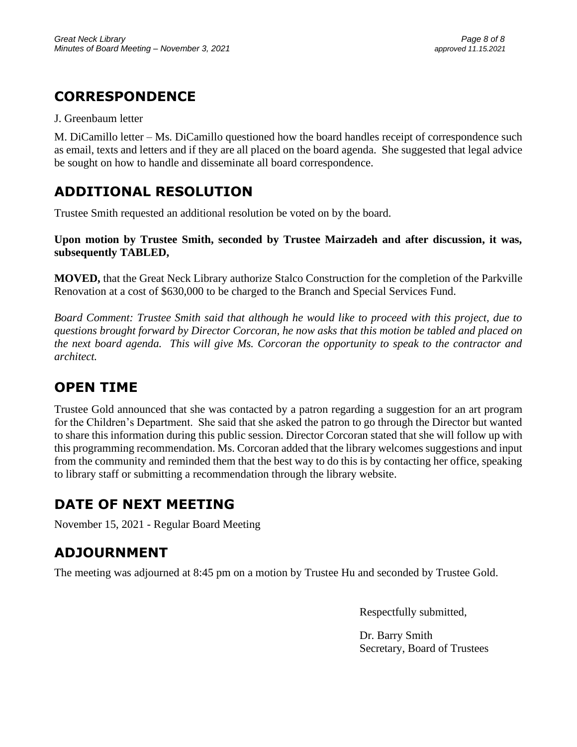## CORRESPONDENCE

J. Greenbaum letter

M. DiCamillo letter – Ms. DiCamillo questioned how the board handles receipt of correspondence such as email, texts and letters and if they are all placed on the board agenda. She suggested that legal advice be sought on how to handle and disseminate all board correspondence.

## ADDITIONAL RESOLUTION

Trustee Smith requested an additional resolution be voted on by the board.

**Upon motion by Trustee Smith, seconded by Trustee Mairzadeh and after discussion, it was, subsequently TABLED,**

**MOVED,** that the Great Neck Library authorize Stalco Construction for the completion of the Parkville Renovation at a cost of $630,000 to be charged to the Branch and Special Services Fund.

*Board Comment: Trustee Smith said that although he would like to proceed with this project, due to questions brought forward by Director Corcoran, he now asks that this motion be tabled and placed on the next board agenda. This will give Ms. Corcoran the opportunity to speak to the contractor and architect.*

## OPEN TIME

Trustee Gold announced that she was contacted by a patron regarding a suggestion for an art program for the Children's Department. She said that she asked the patron to go through the Director but wanted to share this information during this public session. Director Corcoran stated that she will follow up with this programming recommendation. Ms. Corcoran added that the library welcomes suggestions and input from the community and reminded them that the best way to do this is by contacting her office, speaking to library staff or submitting a recommendation through the library website.

## DATE OF NEXT MEETING

November 15, 2021 - Regular Board Meeting

## ADJOURNMENT

The meeting was adjourned at 8:45 pm on a motion by Trustee Hu and seconded by Trustee Gold.

Respectfully submitted,

Dr. Barry Smith
Secretary, Board of Trustees